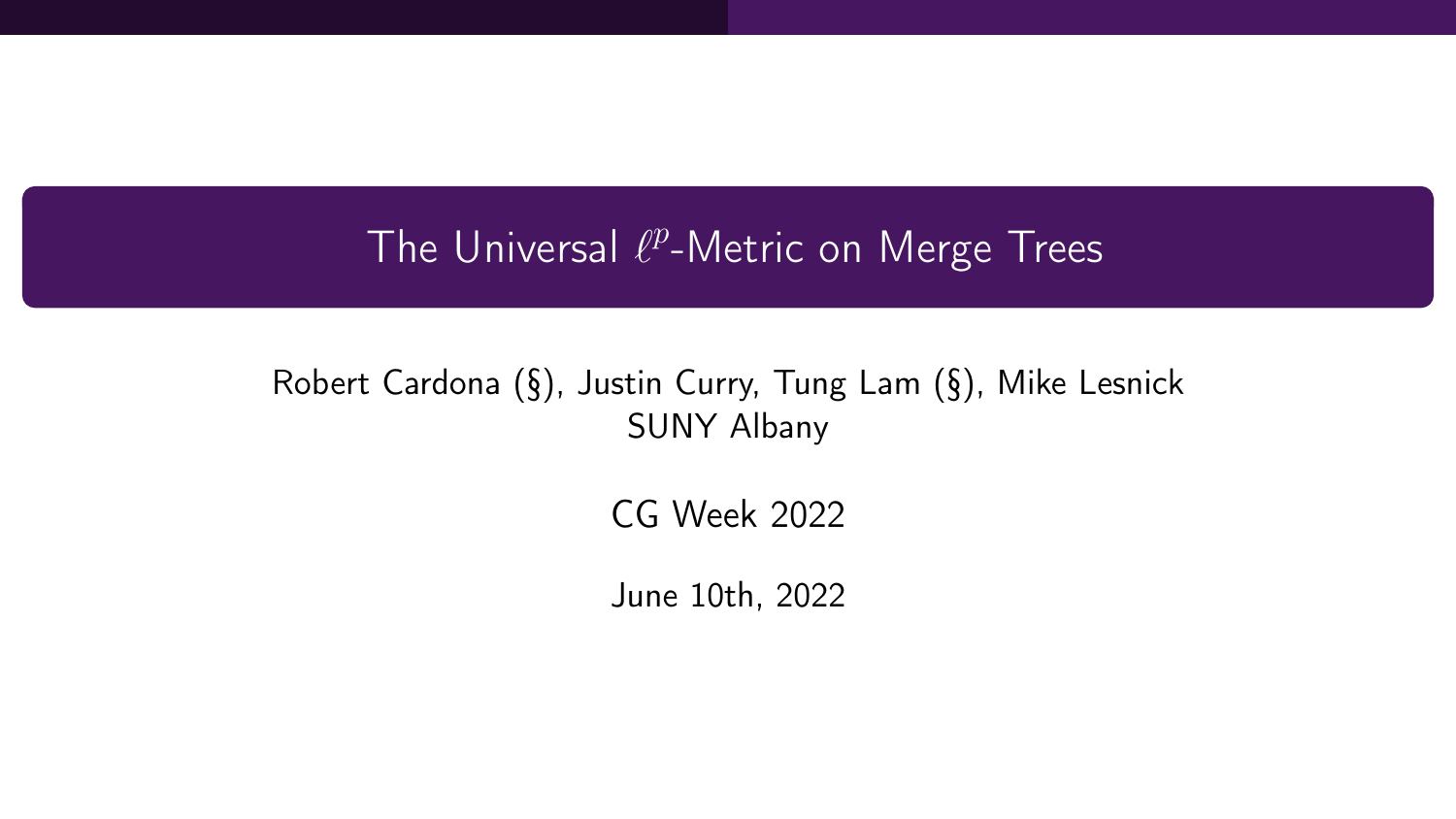# The Universal $\ell^p$-Metric on Merge Trees

Robert Cardona (§), Justin Curry, Tung Lam (§), Mike Lesnick
SUNY Albany

CG Week 2022

June 10th, 2022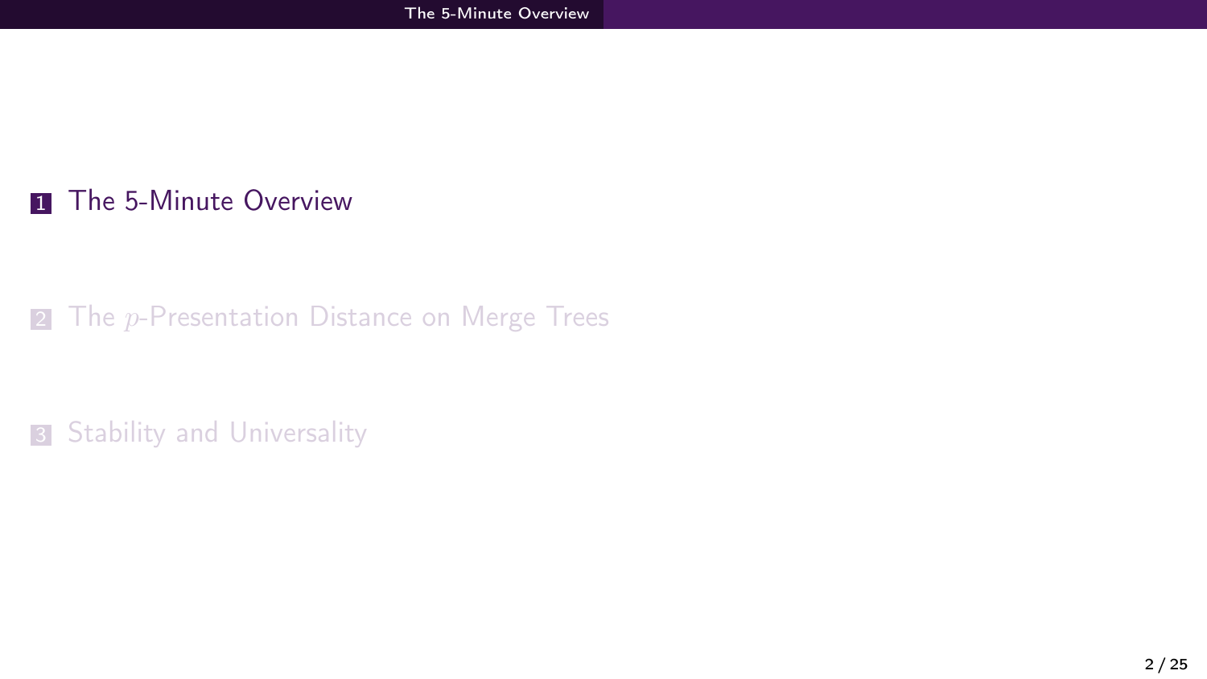1. The 5-Minute Overview

2. The $p$-Presentation Distance on Merge Trees

3. Stability and Universality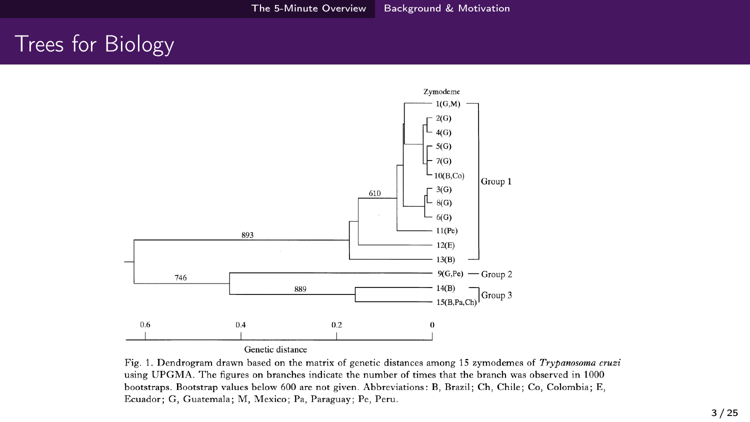# Trees for Biology

Fig. 1. Dendrogram drawn based on the matrix of genetic distances among 15 zymodemes of *Trypanosoma cruzi* using UPGMA. The figures on branches indicate the number of times that the branch was observed in 1000 bootstraps. Bootstrap values below 600 are not given. Abbreviations: B, Brazil; Ch, Chile; Co, Colombia; E, Ecuador; G, Guatemala; M, Mexico; Pa, Paraguay; Pe, Peru.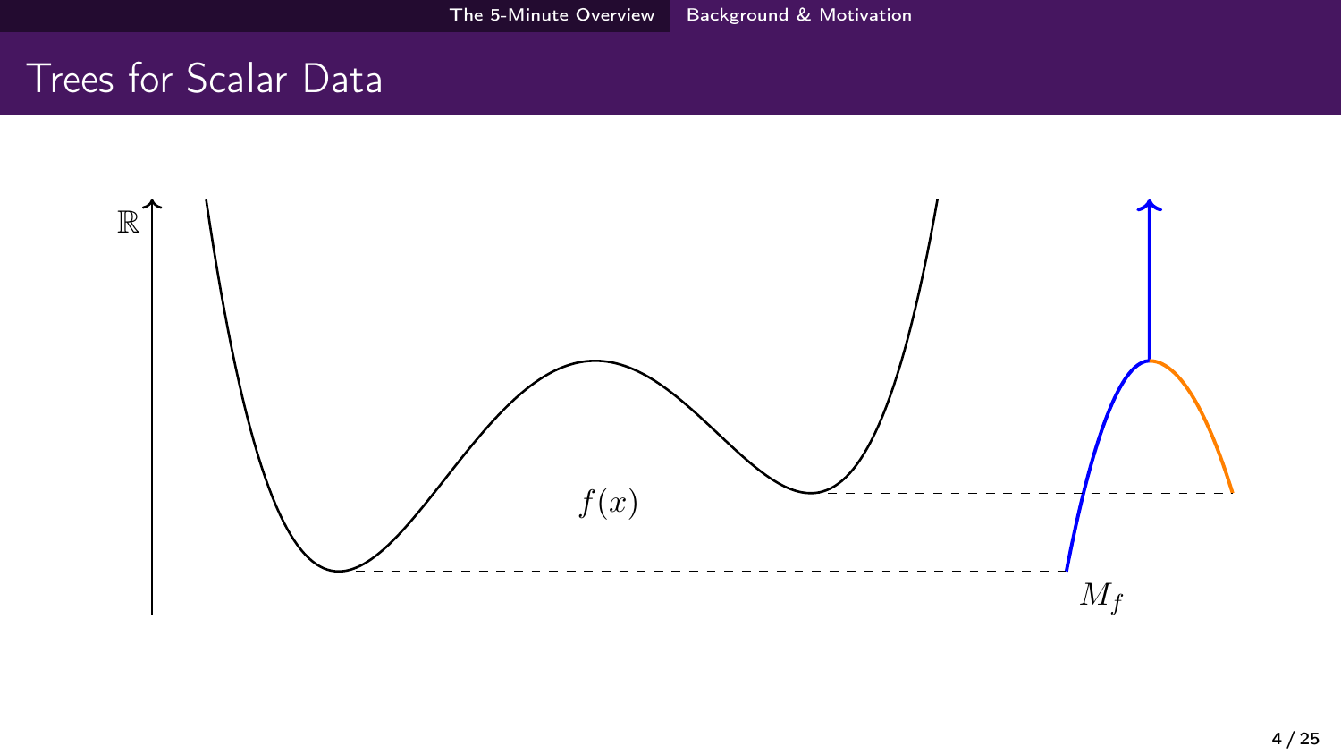# Trees for Scalar Data

$\mathbb{R}$

$f(x)$

$M_f$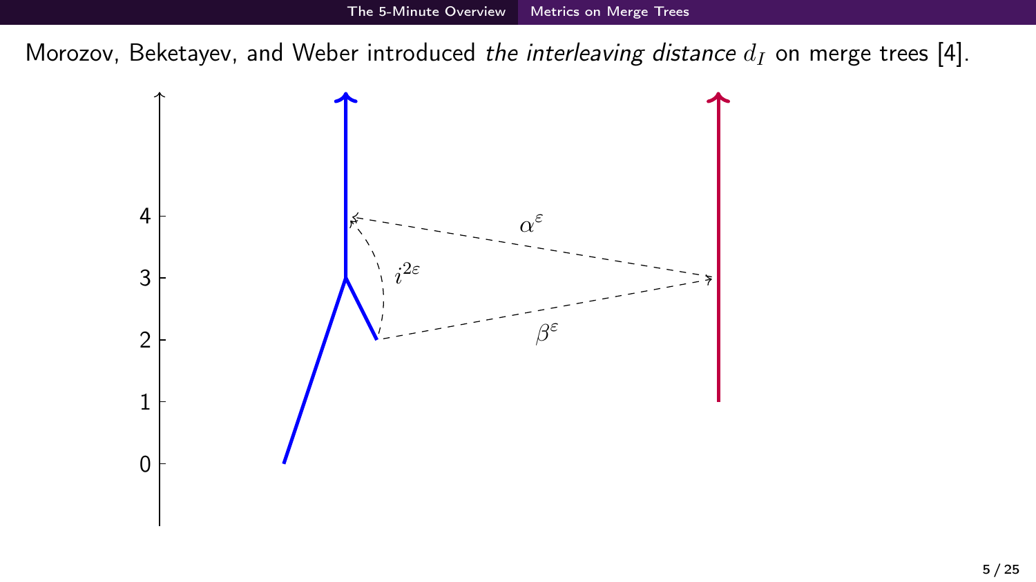Morozov, Beketayev, and Weber introduced *the interleaving distance* $d_I$ on merge trees [4].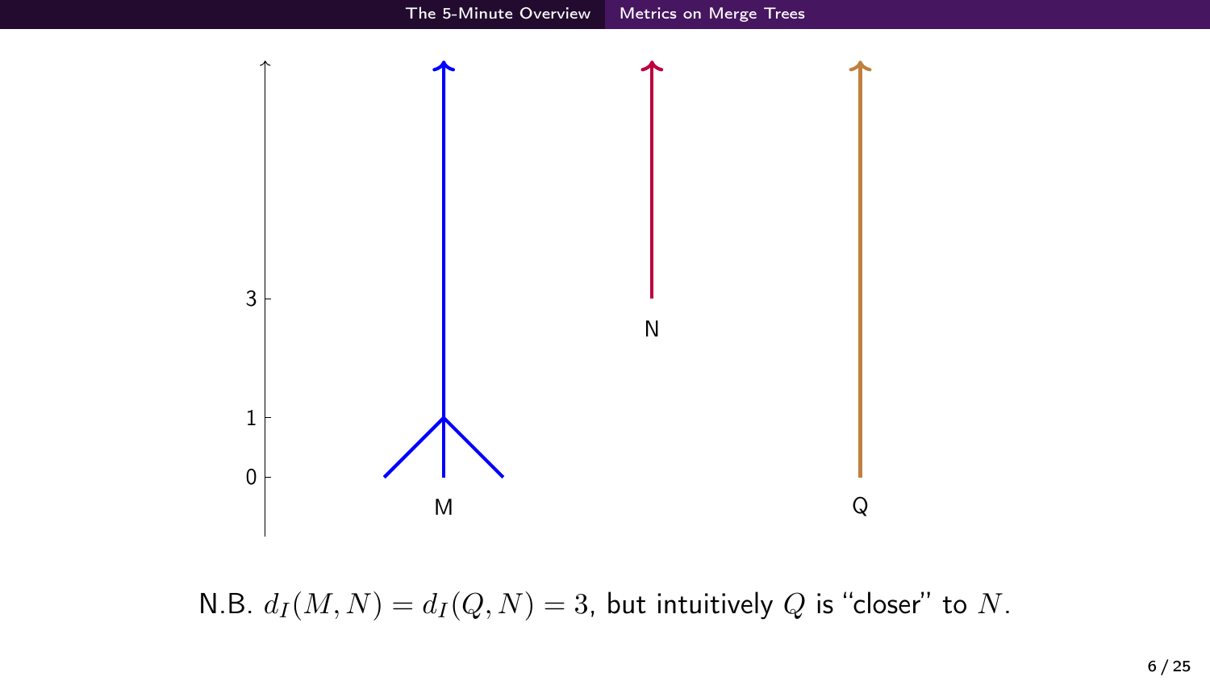N.B. $d_I(M, N) = d_I(Q, N) = 3$, but intuitively $Q$ is "closer" to $N$.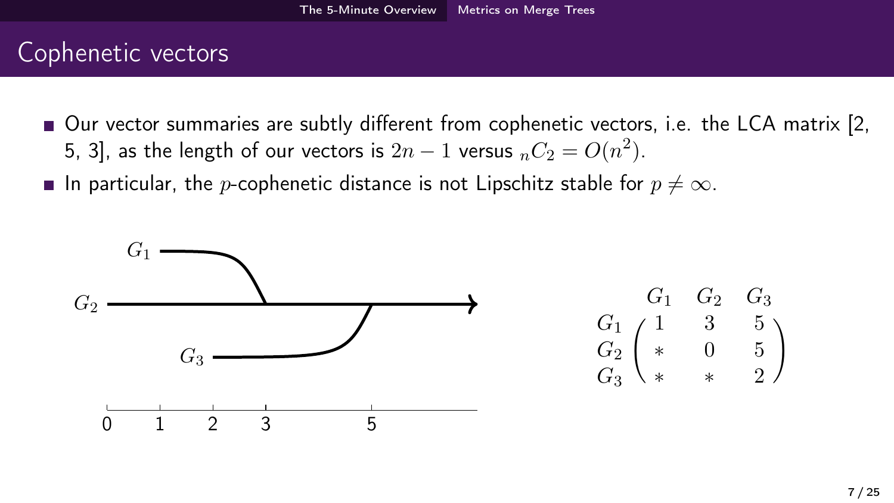## Cophenetic vectors

- Our vector summaries are subtly different from cophenetic vectors, i.e. the LCA matrix [2, 5, 3], as the length of our vectors is $2n - 1$ versus ${}_nC_2 = O(n^2)$.
- In particular, the $p$-cophenetic distance is not Lipschitz stable for $p \neq \infty$.

$$
\begin{array}{c} \\ G_1 \\ G_2 \\ G_3 \end{array}
\begin{array}{c} \begin{array}{ccc} G_1 & G_2 & G_3 \end{array} \\ \begin{pmatrix} 1 & 3 & 5 \\ * & 0 & 5 \\ * & * & 2 \end{pmatrix} \end{array}
$$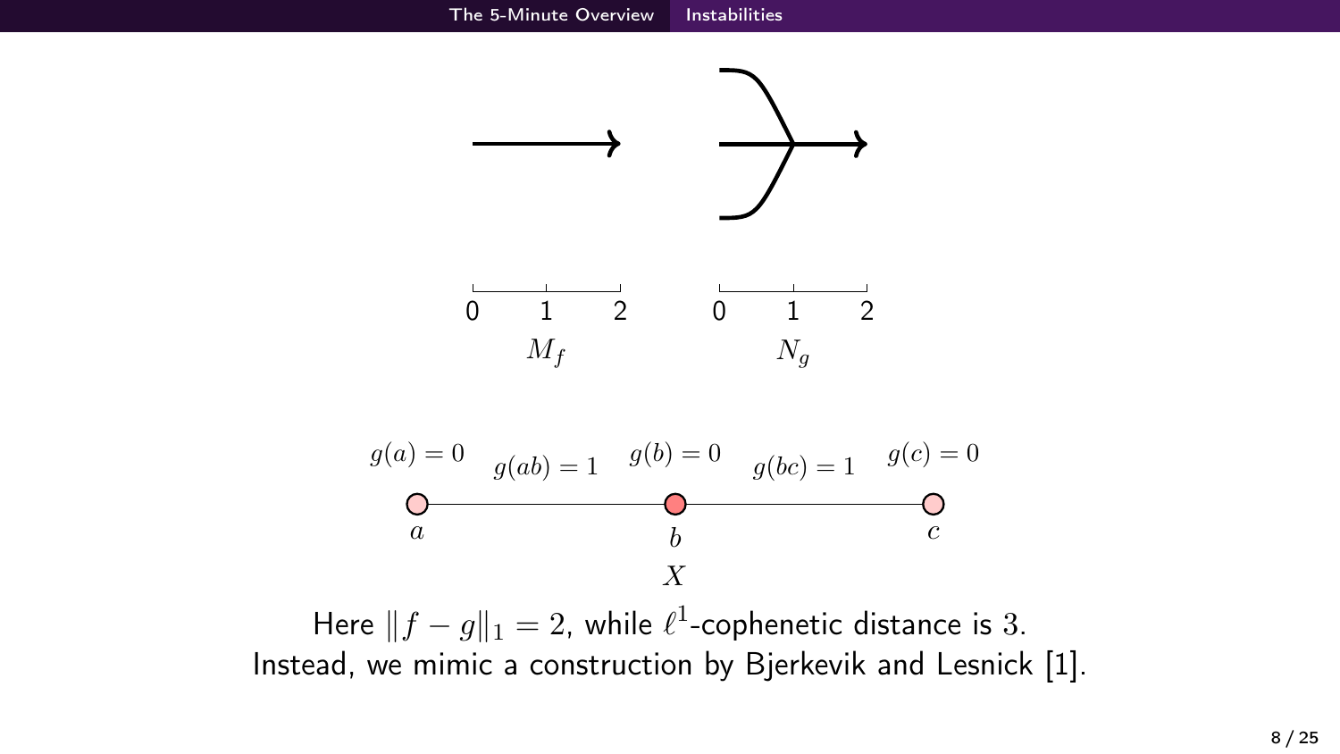$M_f$ $N_g$

$g(a) = 0$ $g(ab) = 1$ $g(b) = 0$ $g(bc) = 1$ $g(c) = 0$

$X$

Here $\|f - g\|_1 = 2$, while $\ell^1$-cophenetic distance is $3$.
Instead, we mimic a construction by Bjerkevik and Lesnick [1].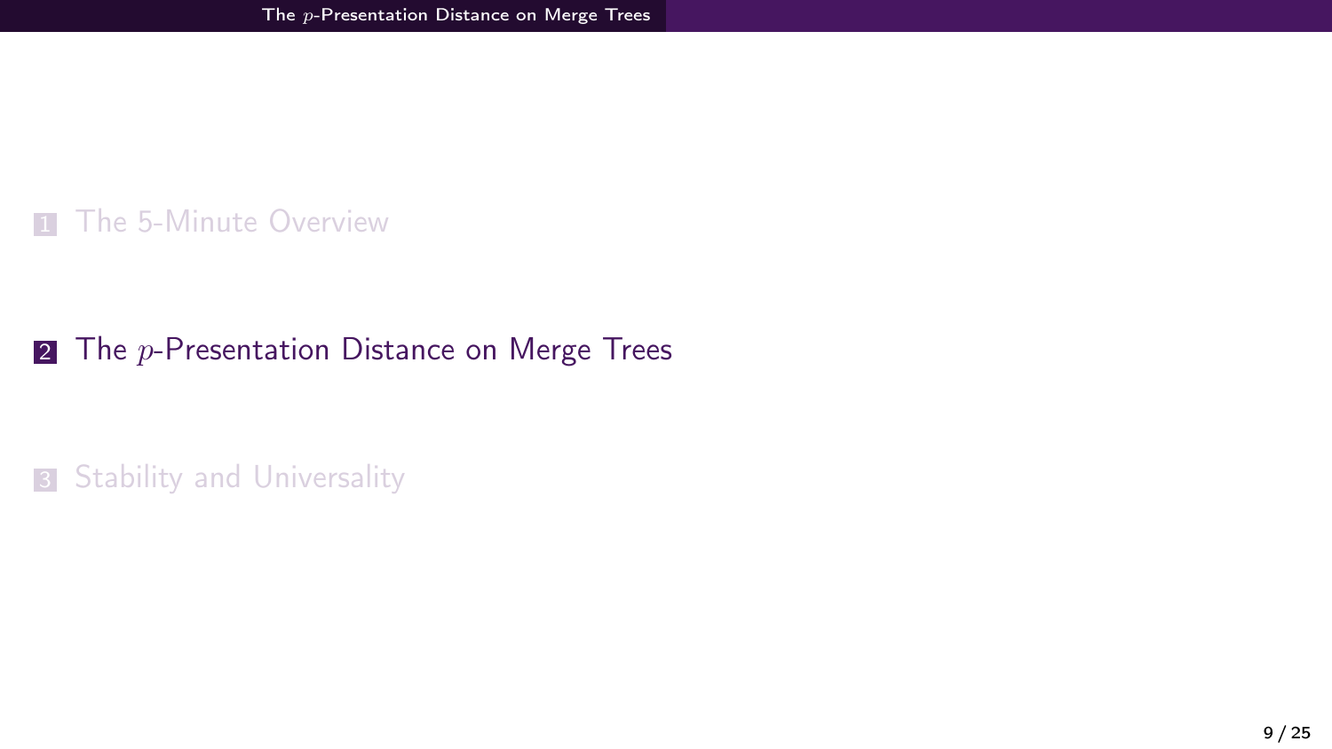1. The 5-Minute Overview

2. The $p$-Presentation Distance on Merge Trees

3. Stability and Universality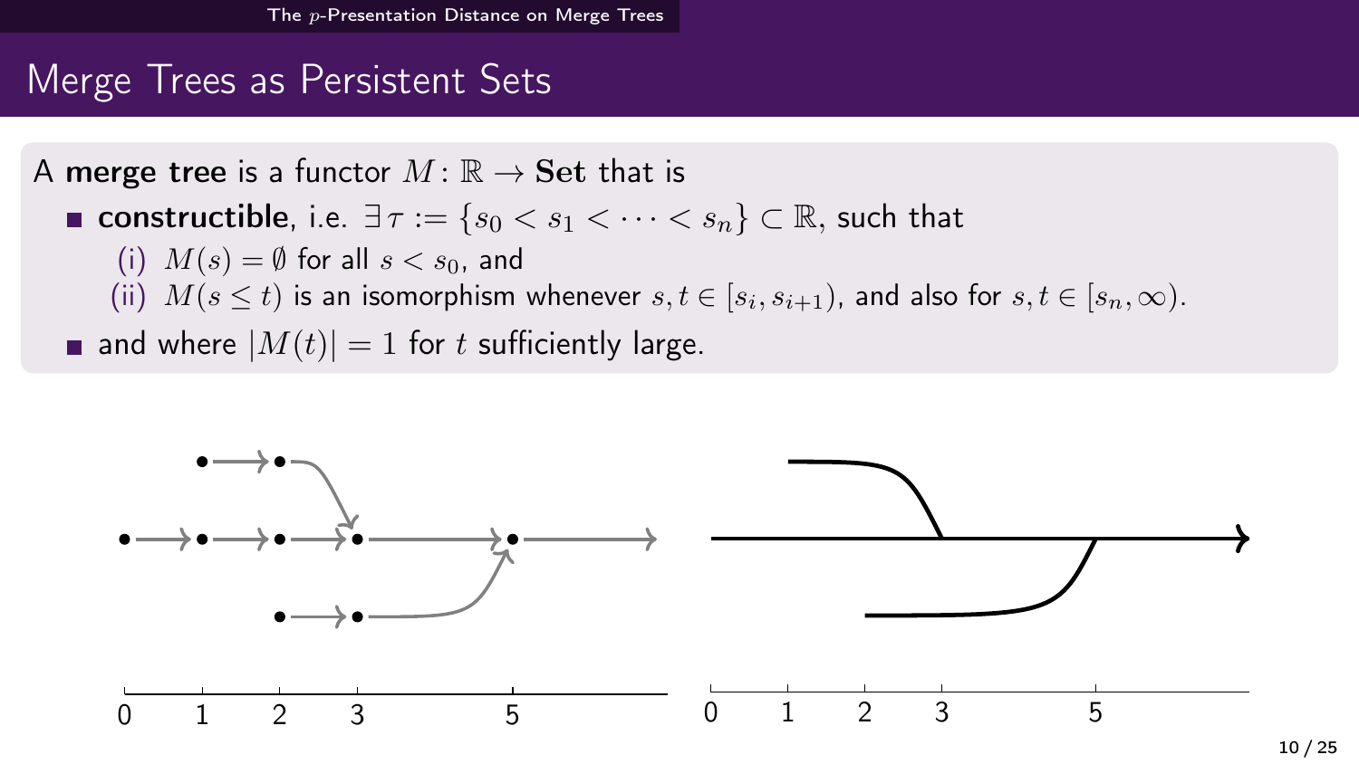## Merge Trees as Persistent Sets

A **merge tree** is a functor $M : \mathbb{R} \to \mathbf{Set}$ that is

- **constructible**, i.e. $\exists\, \tau := \{s_0 < s_1 < \cdots < s_n\} \subset \mathbb{R}$, such that
  - (i) $M(s) = \emptyset$ for all $s < s_0$, and
  - (ii) $M(s \leq t)$ is an isomorphism whenever $s, t \in [s_i, s_{i+1})$, and also for $s, t \in [s_n, \infty)$.
- and where $|M(t)| = 1$ for $t$ sufficiently large.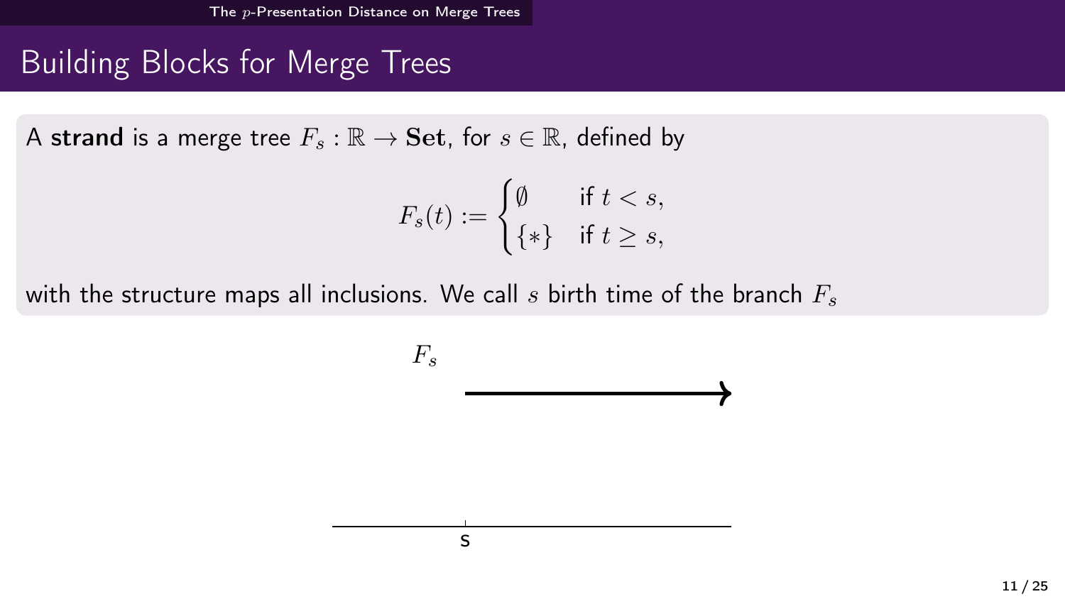## Building Blocks for Merge Trees

A **strand** is a merge tree $F_s : \mathbb{R} \to \mathbf{Set}$, for $s \in \mathbb{R}$, defined by

$$F_s(t) := \begin{cases} \emptyset & \text{if } t < s, \\ \{*\} & \text{if } t \geq s, \end{cases}$$

with the structure maps all inclusions. We call $s$ birth time of the branch $F_s$

$F_s$

s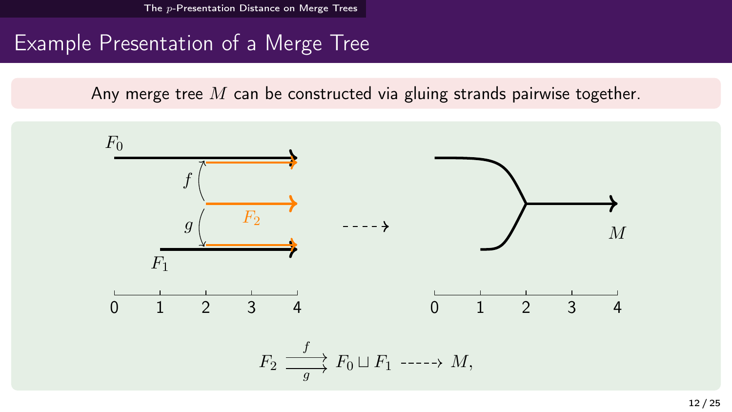# Example Presentation of a Merge Tree

Any merge tree $M$ can be constructed via gluing strands pairwise together.

$$F_2 \overset{f}{\underset{g}{\rightrightarrows}} F_0 \sqcup F_1 \dashrightarrow M,$$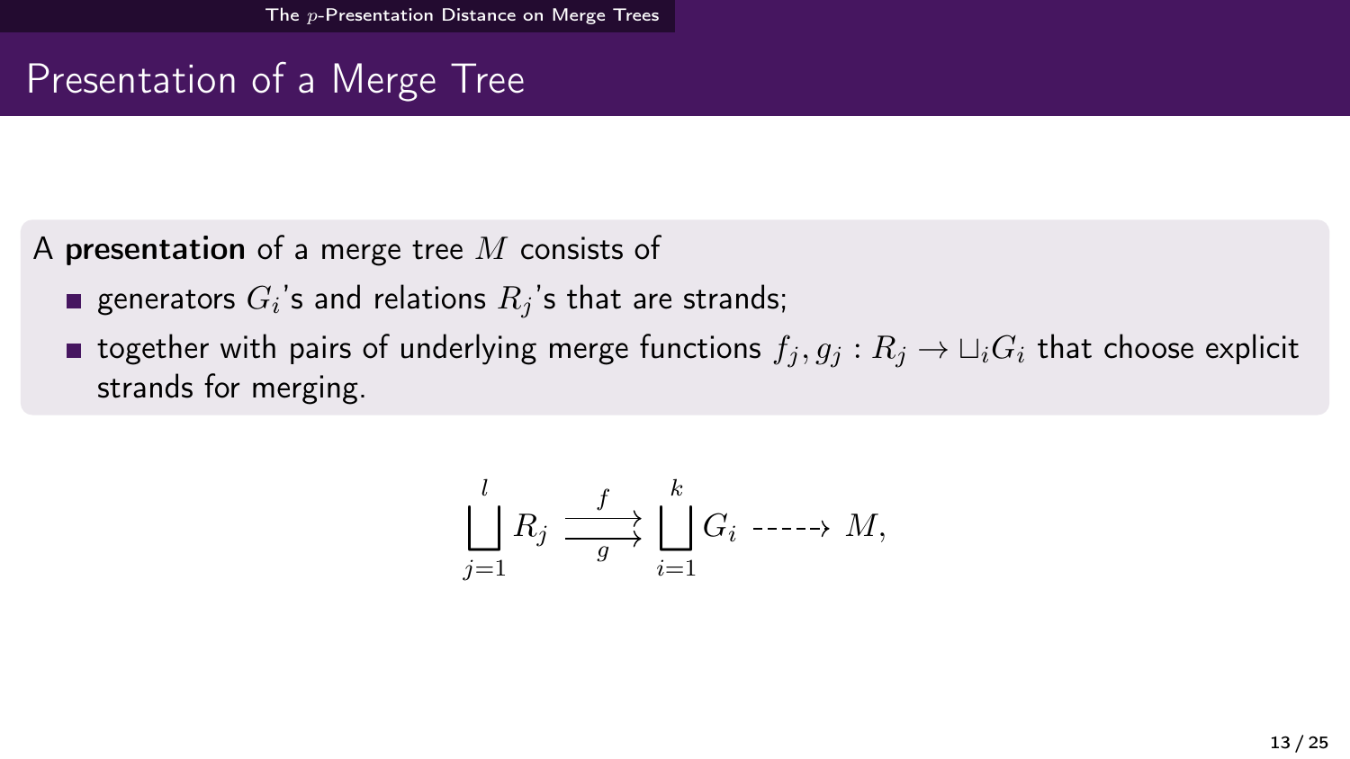# Presentation of a Merge Tree

A **presentation** of a merge tree $M$ consists of

- generators $G_i$'s and relations $R_j$'s that are strands;
- together with pairs of underlying merge functions $f_j, g_j : R_j \to \sqcup_i G_i$ that choose explicit strands for merging.

$$\bigsqcup_{j=1}^{l} R_j \overset{f}{\underset{g}{\rightrightarrows}} \bigsqcup_{i=1}^{k} G_i \dashrightarrow M,$$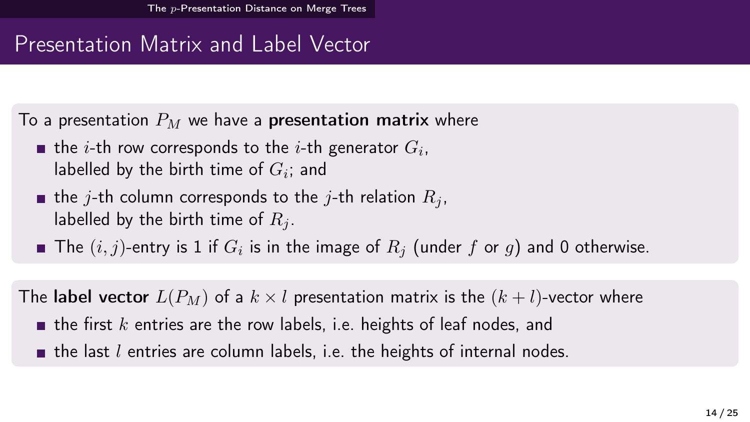# Presentation Matrix and Label Vector

To a presentation $P_M$ we have a **presentation matrix** where

- the $i$-th row corresponds to the $i$-th generator $G_i$, labelled by the birth time of $G_i$; and
- the $j$-th column corresponds to the $j$-th relation $R_j$, labelled by the birth time of $R_j$.
- The $(i, j)$-entry is 1 if $G_i$ is in the image of $R_j$ (under $f$ or $g$) and 0 otherwise.

The **label vector** $L(P_M)$ of a $k \times l$ presentation matrix is the $(k + l)$-vector where

- the first $k$ entries are the row labels, i.e. heights of leaf nodes, and
- the last $l$ entries are column labels, i.e. the heights of internal nodes.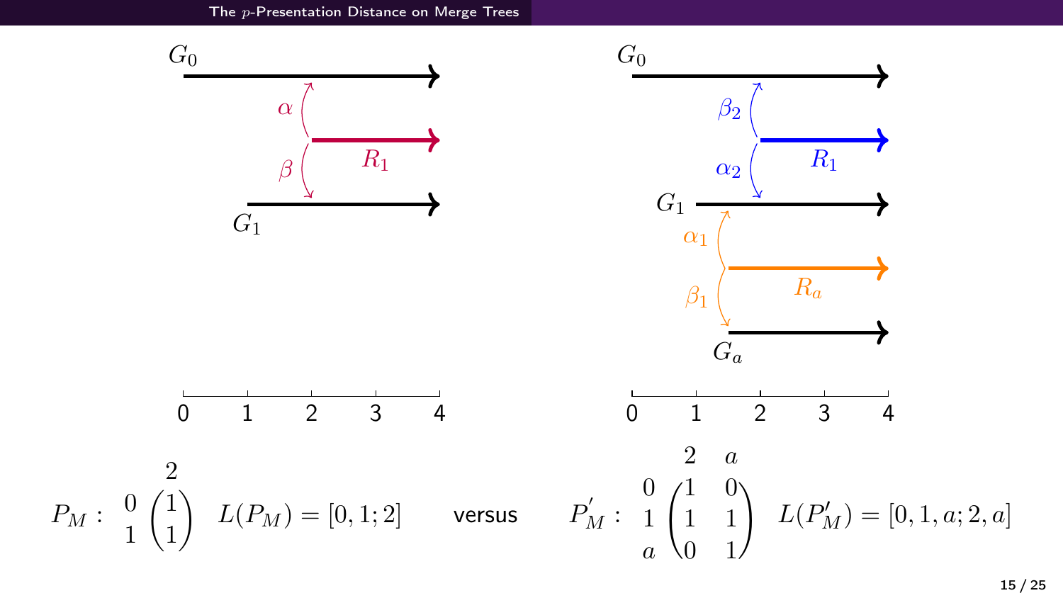$$P_M: \begin{matrix} & 2 \\ \begin{matrix} 0 \\ 1 \end{matrix} & \begin{pmatrix} 1 \\ 1 \end{pmatrix} \end{matrix} \quad L(P_M) = [0, 1; 2]$$

versus

$$P_M^{'}: \begin{matrix} & \begin{matrix} 2 & a \end{matrix} \\ \begin{matrix} 0 \\ 1 \\ a \end{matrix} & \begin{pmatrix} 1 & 0 \\ 1 & 1 \\ 0 & 1 \end{pmatrix} \end{matrix} \quad L(P_M^{'}) = [0, 1, a; 2, a]$$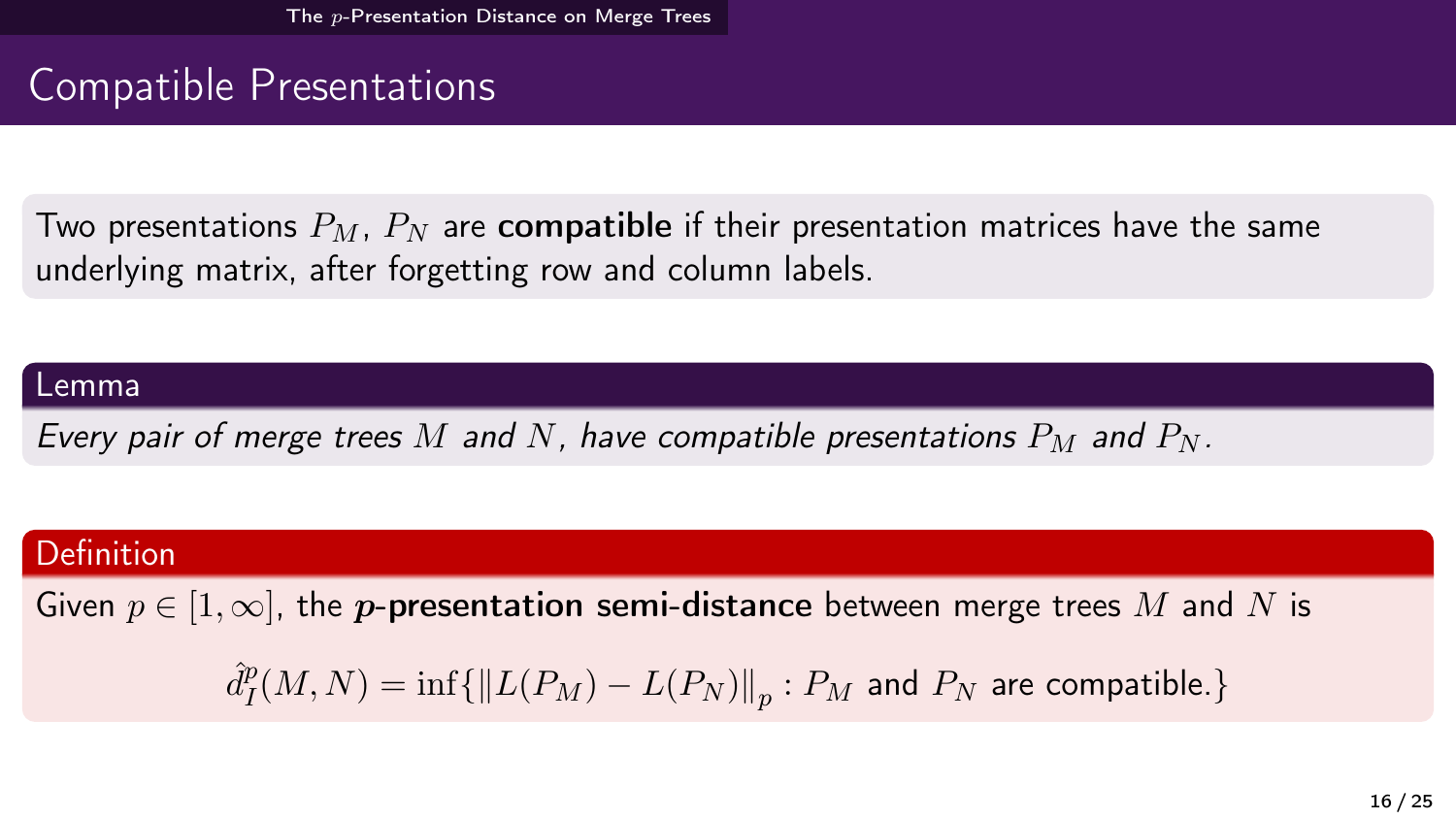## Compatible Presentations

Two presentations $P_M$, $P_N$ are **compatible** if their presentation matrices have the same underlying matrix, after forgetting row and column labels.

**Lemma**

*Every pair of merge trees $M$ and $N$, have compatible presentations $P_M$ and $P_N$.*

**Definition**

Given $p \in [1, \infty]$, the ***p*-presentation semi-distance** between merge trees $M$ and $N$ is

$$\hat{d}_I^p(M, N) = \inf\{\|L(P_M) - L(P_N)\|_p : P_M \text{ and } P_N \text{ are compatible.}\}$$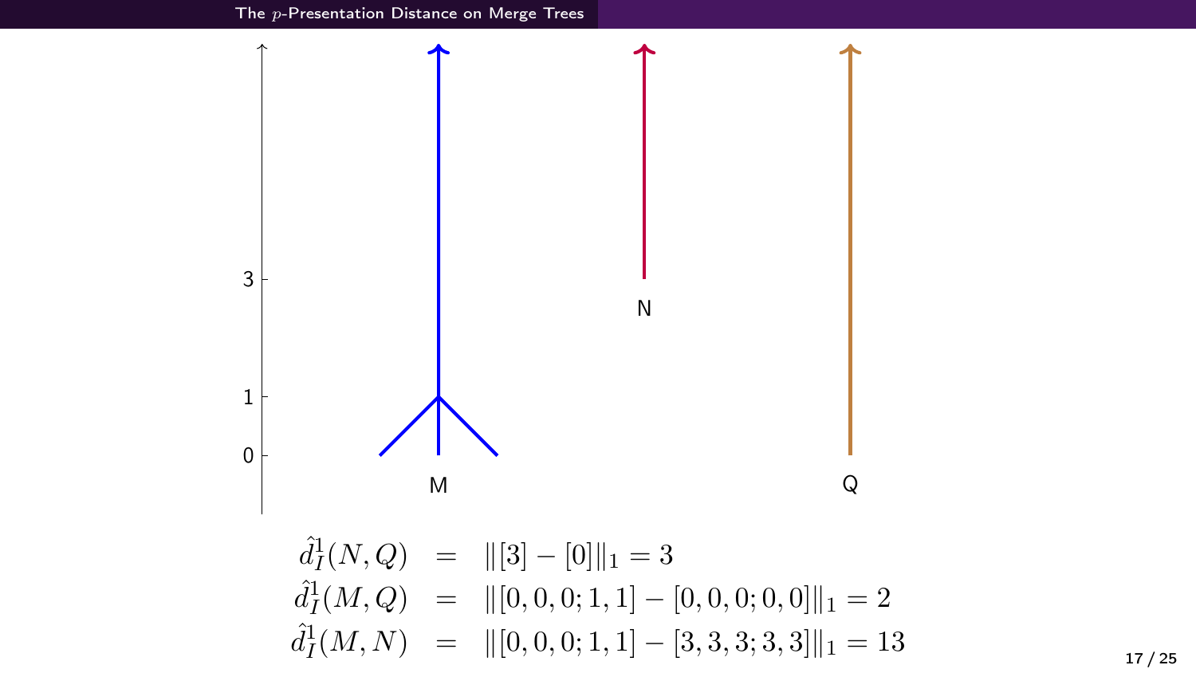$$
\begin{aligned}
\hat{d}_I^1(N, Q) &= \|[3] - [0]\|_1 = 3 \\
\hat{d}_I^1(M, Q) &= \|[0,0,0;1,1] - [0,0,0;0,0]\|_1 = 2 \\
\hat{d}_I^1(M, N) &= \|[0,0,0;1,1] - [3,3,3;3,3]\|_1 = 13
\end{aligned}
$$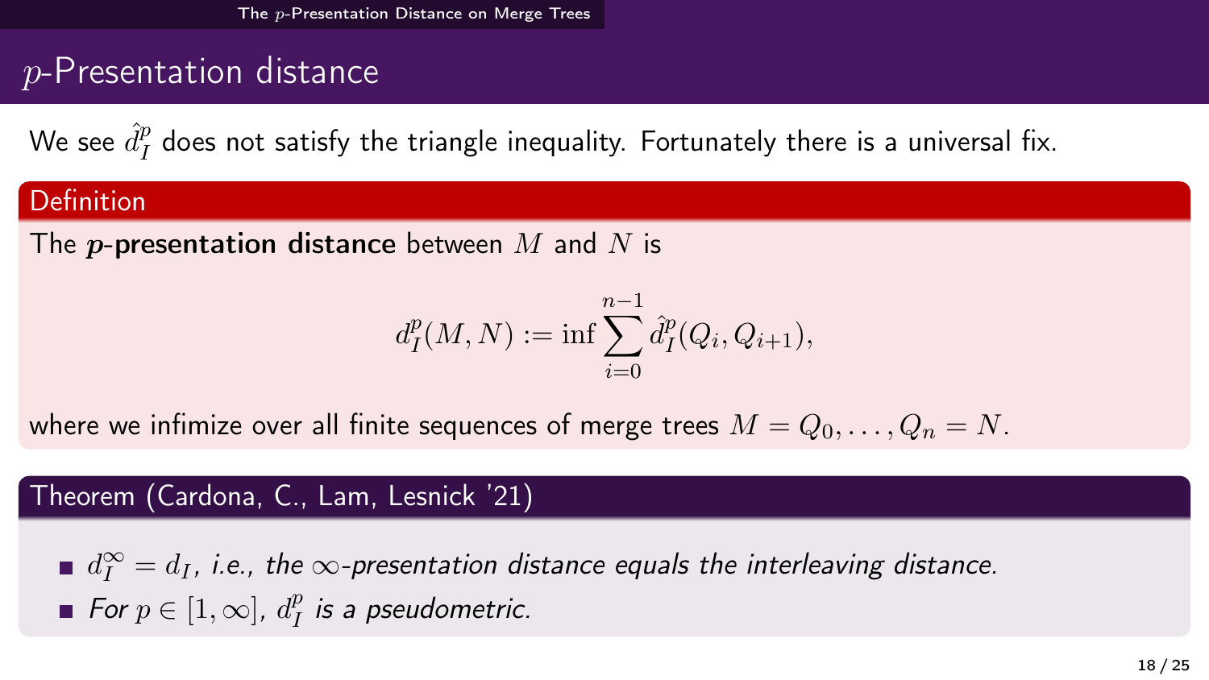## $p$-Presentation distance

We see $\hat{d}_I^p$ does not satisfy the triangle inequality. Fortunately there is a universal fix.

**Definition**

The ***p*-presentation distance** between $M$ and $N$ is

$$d_I^p(M, N) := \inf \sum_{i=0}^{n-1} \hat{d}_I^p(Q_i, Q_{i+1}),$$

where we infimize over all finite sequences of merge trees $M = Q_0, \ldots, Q_n = N$.

**Theorem (Cardona, C., Lam, Lesnick '21)**

- $d_I^\infty = d_I$, *i.e., the* $\infty$*-presentation distance equals the interleaving distance.*
- *For* $p \in [1, \infty]$, $d_I^p$ *is a pseudometric.*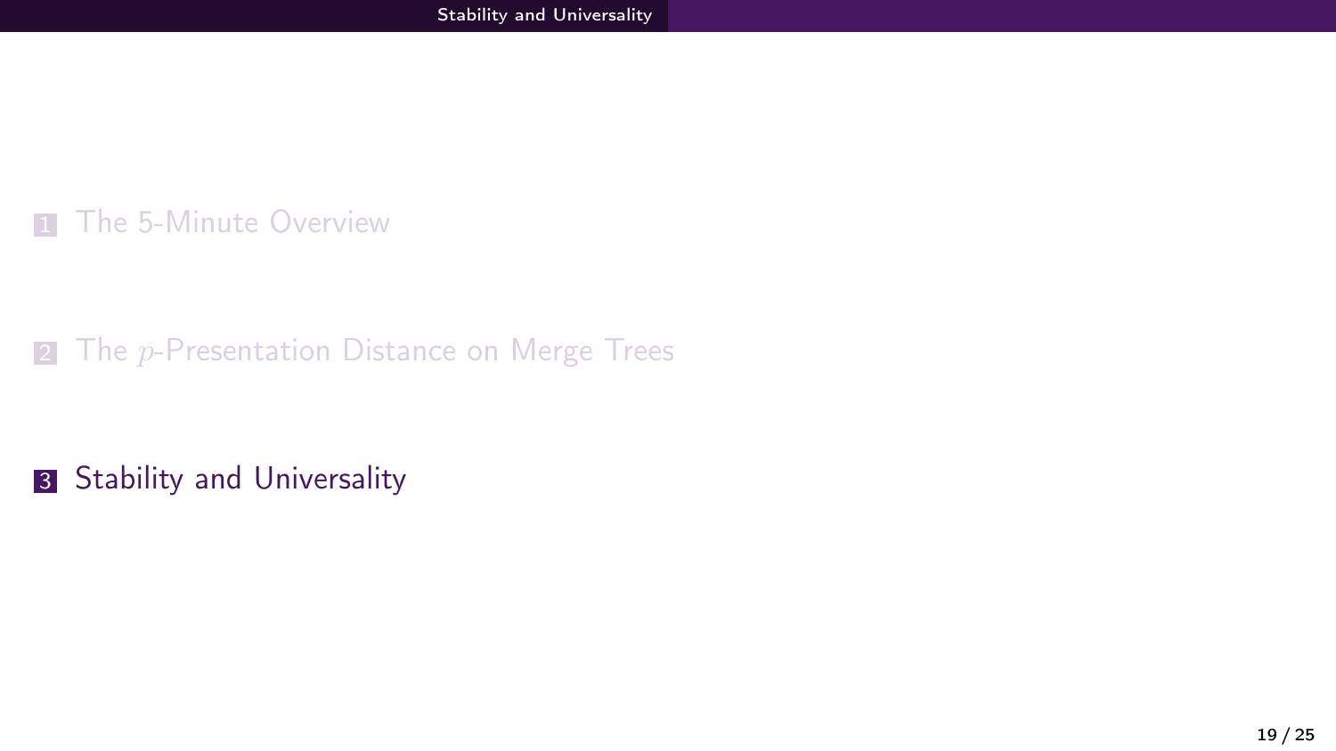1. The 5-Minute Overview

2. The $p$-Presentation Distance on Merge Trees

3. Stability and Universality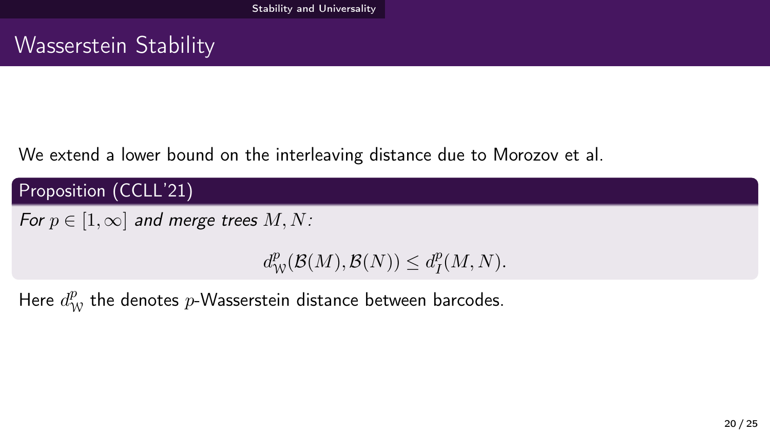# Wasserstein Stability

We extend a lower bound on the interleaving distance due to Morozov et al.

**Proposition (CCLL'21)**

*For $p \in [1, \infty]$ and merge trees $M, N$:*

$$d_{\mathcal{W}}^{p}(\mathcal{B}(M), \mathcal{B}(N)) \leq d_{I}^{p}(M, N).$$

Here $d_{\mathcal{W}}^{p}$ the denotes $p$-Wasserstein distance between barcodes.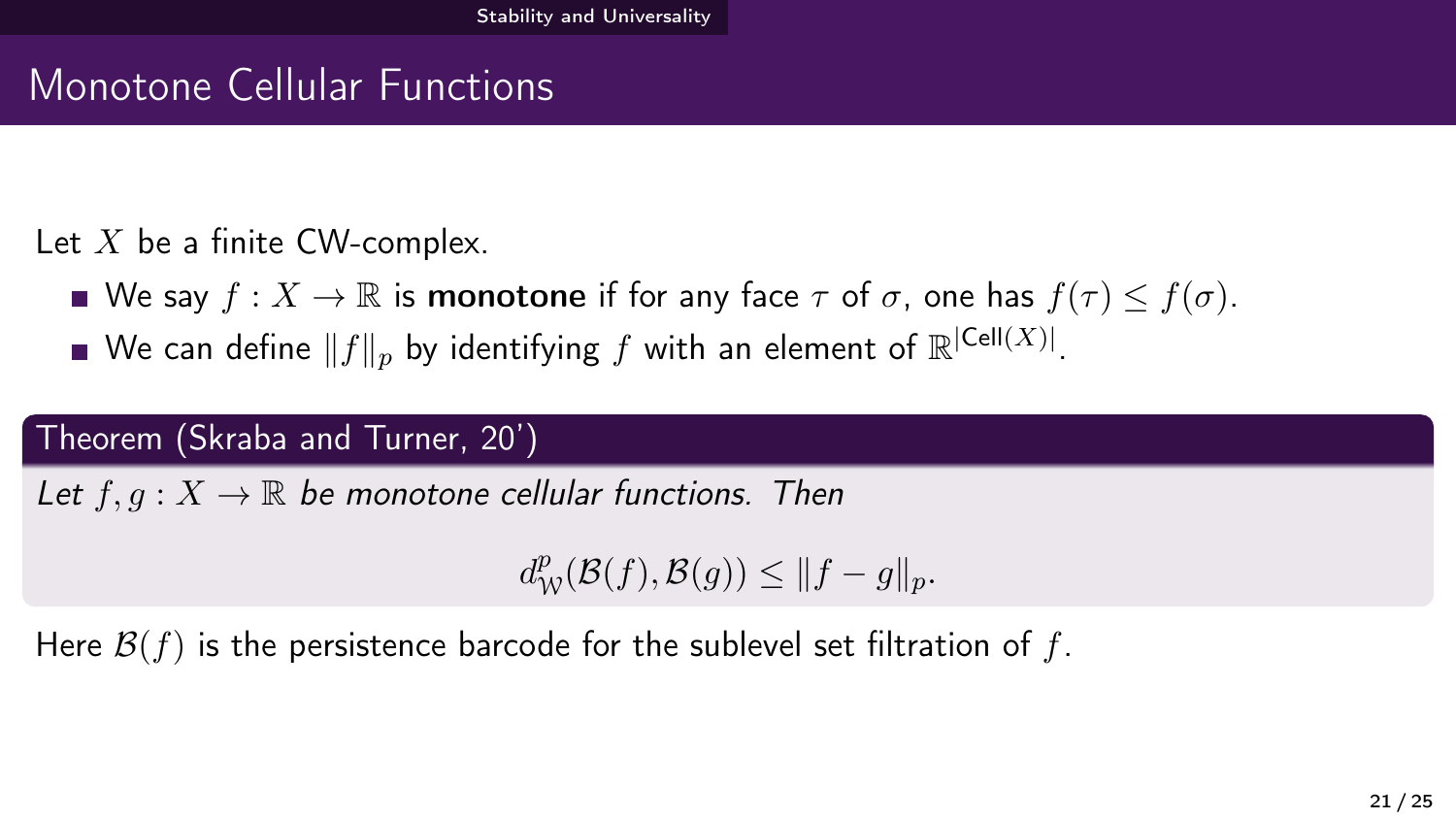# Monotone Cellular Functions

Let $X$ be a finite CW-complex.

- We say $f : X \to \mathbb{R}$ is **monotone** if for any face $\tau$ of $\sigma$, one has $f(\tau) \leq f(\sigma)$.
- We can define $\|f\|_p$ by identifying $f$ with an element of $\mathbb{R}^{|\mathsf{Cell}(X)|}$.

**Theorem (Skraba and Turner, 20')**

*Let $f, g : X \to \mathbb{R}$ be monotone cellular functions. Then*

$$d_{\mathcal{W}}^{p}(\mathcal{B}(f), \mathcal{B}(g)) \leq \|f - g\|_p.$$

Here $\mathcal{B}(f)$ is the persistence barcode for the sublevel set filtration of $f$.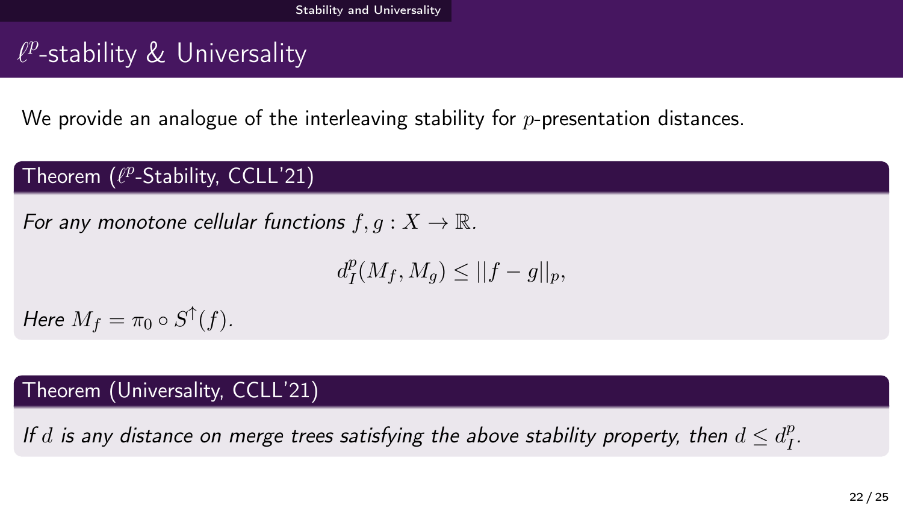# $\ell^p$-stability & Universality

We provide an analogue of the interleaving stability for $p$-presentation distances.

**Theorem ($\ell^p$-Stability, CCLL'21)**

*For any monotone cellular functions $f, g : X \to \mathbb{R}$.*

$$d_I^p(M_f, M_g) \leq ||f - g||_p,$$

*Here $M_f = \pi_0 \circ S^{\uparrow}(f)$.*

**Theorem (Universality, CCLL'21)**

*If $d$ is any distance on merge trees satisfying the above stability property, then $d \leq d_I^p$.*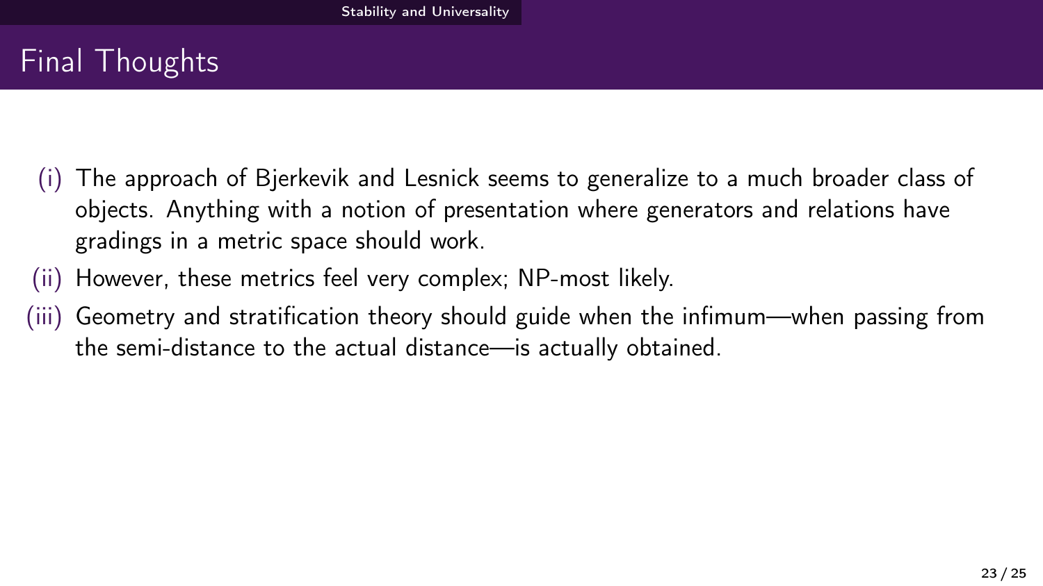## Final Thoughts

(i) The approach of Bjerkevik and Lesnick seems to generalize to a much broader class of objects. Anything with a notion of presentation where generators and relations have gradings in a metric space should work.

(ii) However, these metrics feel very complex; NP-most likely.

(iii) Geometry and stratification theory should guide when the infimum—when passing from the semi-distance to the actual distance—is actually obtained.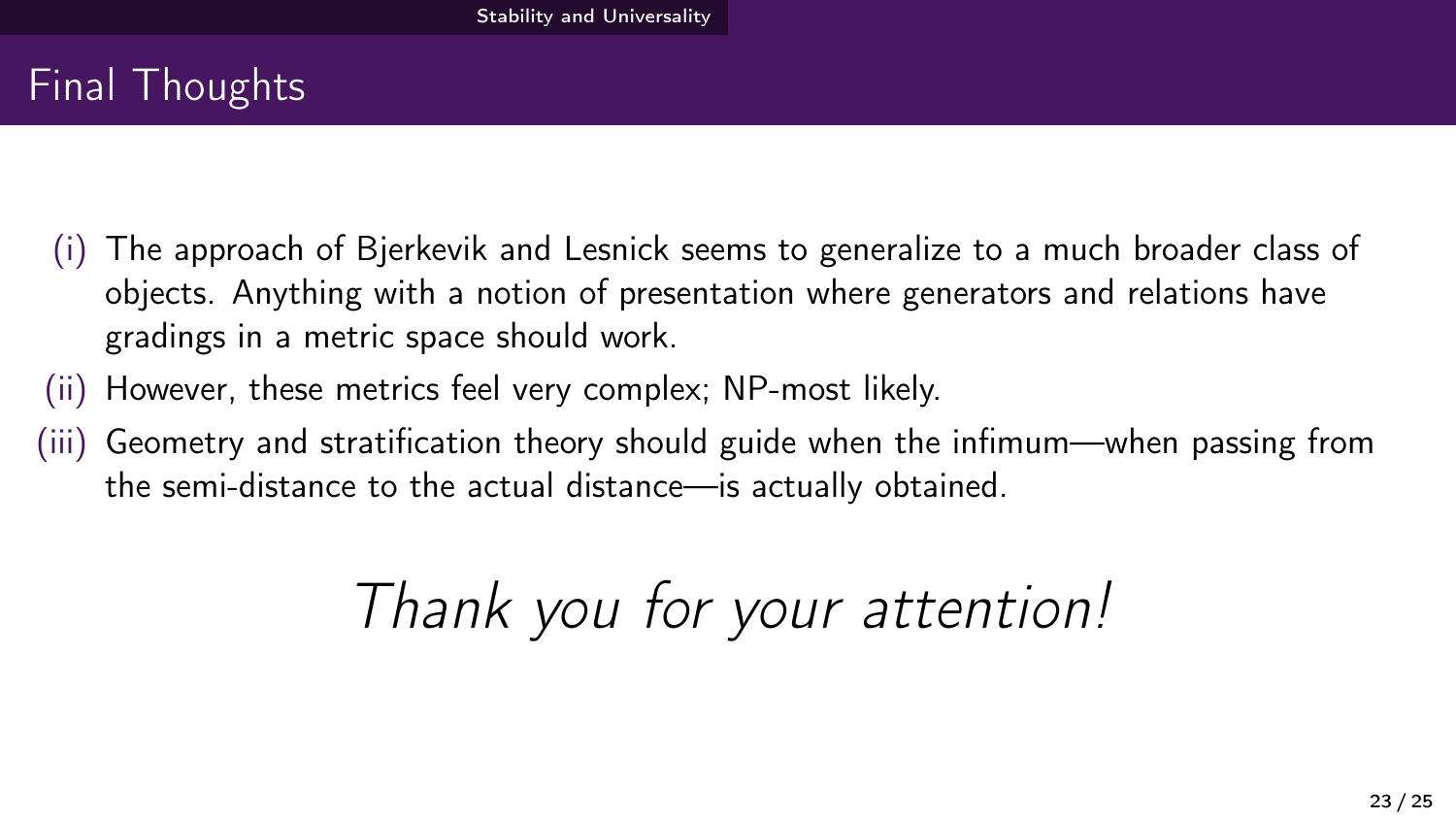# Final Thoughts

(i) The approach of Bjerkevik and Lesnick seems to generalize to a much broader class of objects. Anything with a notion of presentation where generators and relations have gradings in a metric space should work.

(ii) However, these metrics feel very complex; NP-most likely.

(iii) Geometry and stratification theory should guide when the infimum—when passing from the semi-distance to the actual distance—is actually obtained.

*Thank you for your attention!*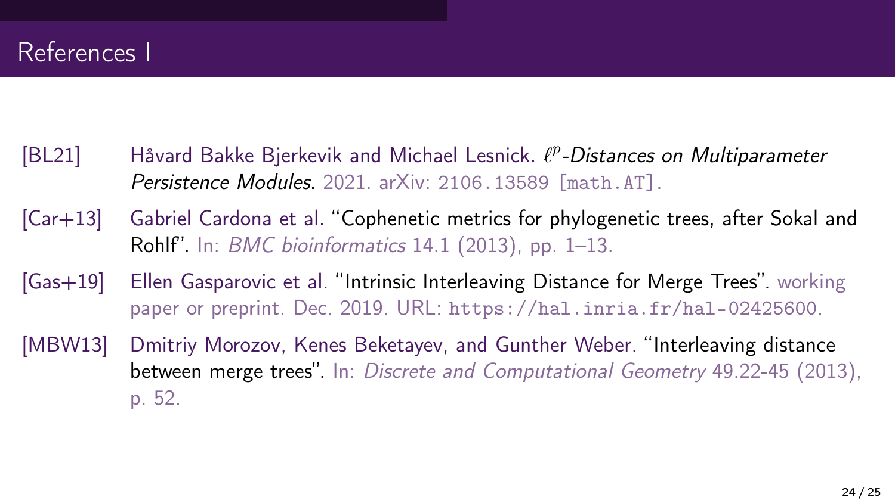# References I

[BL21] Håvard Bakke Bjerkevik and Michael Lesnick. *$\ell^p$-Distances on Multiparameter Persistence Modules*. 2021. arXiv: 2106.13589 [math.AT].

[Car+13] Gabriel Cardona et al. "Cophenetic metrics for phylogenetic trees, after Sokal and Rohlf". In: *BMC bioinformatics* 14.1 (2013), pp. 1–13.

[Gas+19] Ellen Gasparovic et al. "Intrinsic Interleaving Distance for Merge Trees". working paper or preprint. Dec. 2019. URL: https://hal.inria.fr/hal-02425600.

[MBW13] Dmitriy Morozov, Kenes Beketayev, and Gunther Weber. "Interleaving distance between merge trees". In: *Discrete and Computational Geometry* 49.22-45 (2013), p. 52.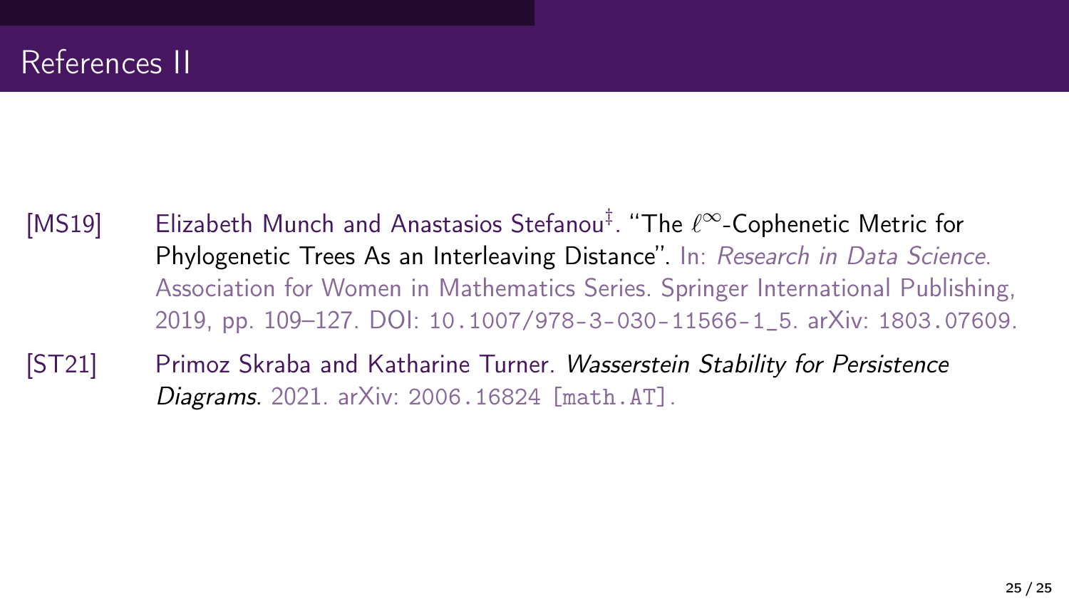# References II

[MS19] Elizabeth Munch and Anastasios Stefanou[‡]. "The $\ell^\infty$-Cophenetic Metric for Phylogenetic Trees As an Interleaving Distance". In: *Research in Data Science*. Association for Women in Mathematics Series. Springer International Publishing, 2019, pp. 109–127. DOI: 10.1007/978-3-030-11566-1_5. arXiv: 1803.07609.

[ST21] Primoz Skraba and Katharine Turner. *Wasserstein Stability for Persistence Diagrams*. 2021. arXiv: 2006.16824 [math.AT].